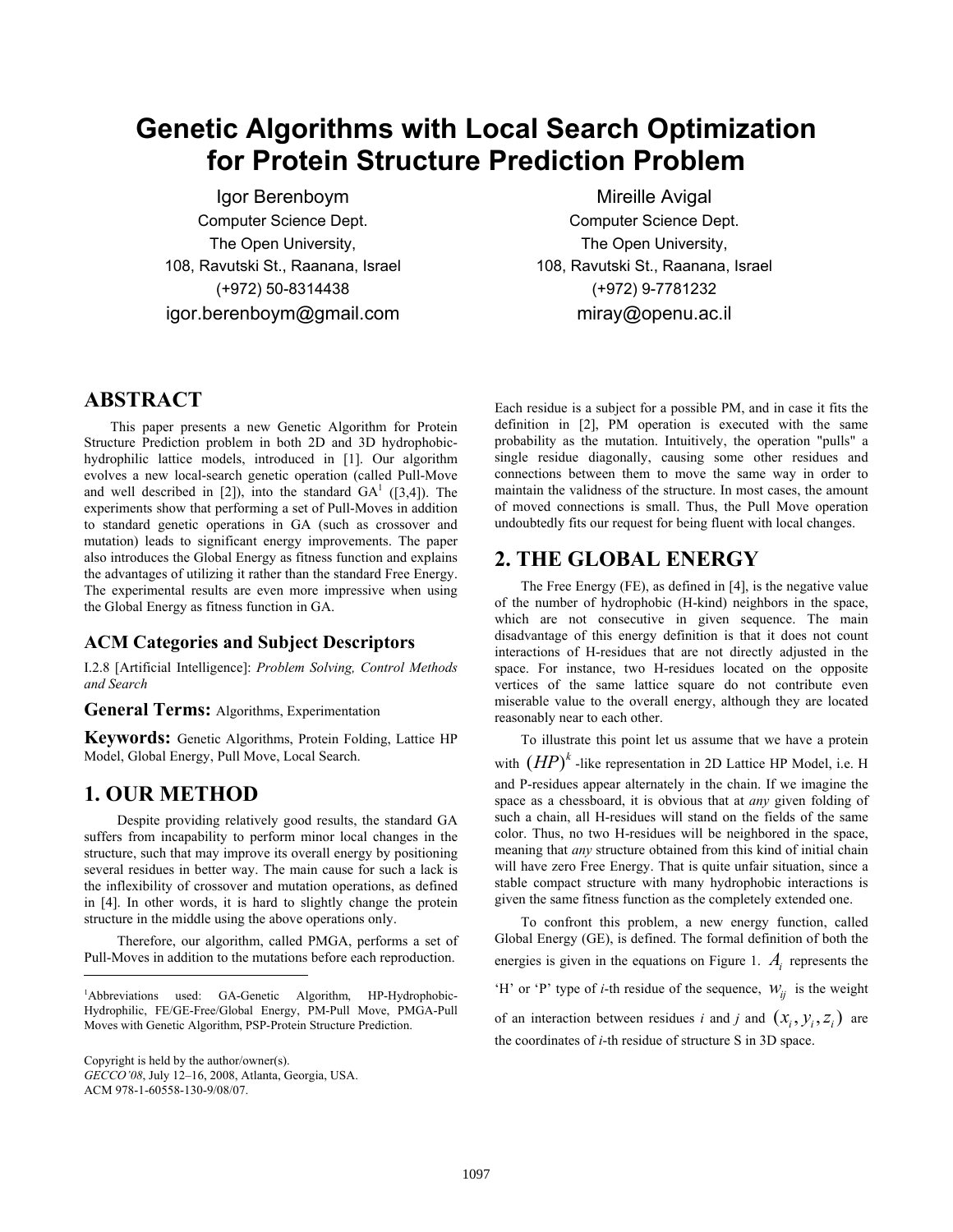# Genetic Algorithms with Local Search Optimization for Protein Structure Prediction Problem

Igor Berenboym
Computer Science Dept.
The Open University,
108, Ravutski St., Raanana, Israel
(+972) 50-8314438
igor.berenboym@gmail.com

Mireille Avigal
Computer Science Dept.
The Open University,
108, Ravutski St., Raanana, Israel
(+972) 9-7781232
miray@openu.ac.il

## ABSTRACT

This paper presents a new Genetic Algorithm for Protein Structure Prediction problem in both 2D and 3D hydrophobic-hydrophilic lattice models, introduced in [1]. Our algorithm evolves a new local-search genetic operation (called Pull-Move and well described in [2]), into the standard GA[1] ([3,4]). The experiments show that performing a set of Pull-Moves in addition to standard genetic operations in GA (such as crossover and mutation) leads to significant energy improvements. The paper also introduces the Global Energy as fitness function and explains the advantages of utilizing it rather than the standard Free Energy. The experimental results are even more impressive when using the Global Energy as fitness function in GA.

### ACM Categories and Subject Descriptors

I.2.8 [Artificial Intelligence]: *Problem Solving, Control Methods and Search*

**General Terms:** Algorithms, Experimentation

**Keywords:** Genetic Algorithms, Protein Folding, Lattice HP Model, Global Energy, Pull Move, Local Search.

## 1. OUR METHOD

Despite providing relatively good results, the standard GA suffers from incapability to perform minor local changes in the structure, such that may improve its overall energy by positioning several residues in better way. The main cause for such a lack is the inflexibility of crossover and mutation operations, as defined in [4]. In other words, it is hard to slightly change the protein structure in the middle using the above operations only.

Therefore, our algorithm, called PMGA, performs a set of Pull-Moves in addition to the mutations before each reproduction. Each residue is a subject for a possible PM, and in case it fits the definition in [2], PM operation is executed with the same probability as the mutation. Intuitively, the operation "pulls" a single residue diagonally, causing some other residues and connections between them to move the same way in order to maintain the validness of the structure. In most cases, the amount of moved connections is small. Thus, the Pull Move operation undoubtedly fits our request for being fluent with local changes.

## 2. THE GLOBAL ENERGY

The Free Energy (FE), as defined in [4], is the negative value of the number of hydrophobic (H-kind) neighbors in the space, which are not consecutive in given sequence. The main disadvantage of this energy definition is that it does not count interactions of H-residues that are not directly adjusted in the space. For instance, two H-residues located on the opposite vertices of the same lattice square do not contribute even miserable value to the overall energy, although they are located reasonably near to each other.

To illustrate this point let us assume that we have a protein with $(HP)^k$-like representation in 2D Lattice HP Model, i.e. H and P-residues appear alternately in the chain. If we imagine the space as a chessboard, it is obvious that at *any* given folding of such a chain, all H-residues will stand on the fields of the same color. Thus, no two H-residues will be neighbored in the space, meaning that *any* structure obtained from this kind of initial chain will have zero Free Energy. That is quite unfair situation, since a stable compact structure with many hydrophobic interactions is given the same fitness function as the completely extended one.

To confront this problem, a new energy function, called Global Energy (GE), is defined. The formal definition of both the energies is given in the equations on Figure 1. $A_i$ represents the 'H' or 'P' type of $i$-th residue of the sequence, $w_{ij}$ is the weight of an interaction between residues $i$ and $j$ and $(x_i, y_i, z_i)$ are the coordinates of $i$-th residue of structure S in 3D space.

---

[1]Abbreviations used: GA-Genetic Algorithm, HP-Hydrophobic-Hydrophilic, FE/GE-Free/Global Energy, PM-Pull Move, PMGA-Pull Moves with Genetic Algorithm, PSP-Protein Structure Prediction.

Copyright is held by the author/owner(s).
*GECCO'08*, July 12–16, 2008, Atlanta, Georgia, USA.
ACM 978-1-60558-130-9/08/07.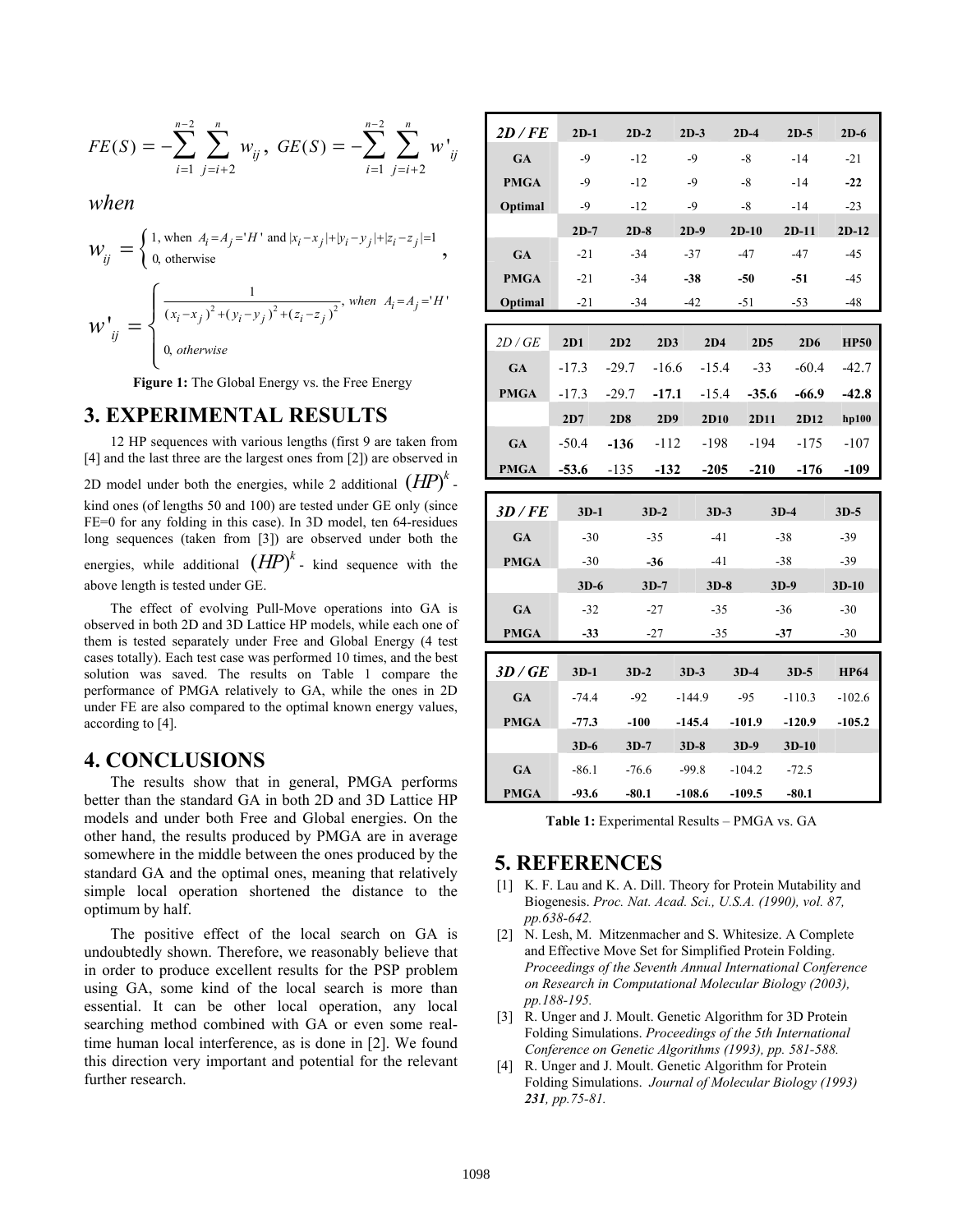$$FE(S) = -\sum_{i=1}^{n-2} \sum_{j=i+2}^{n} w_{ij}, \; GE(S) = -\sum_{i=1}^{n-2} \sum_{j=i+2}^{n} w'_{ij}$$

*when*

$$w_{ij} = \begin{cases} 1, \text{when } A_i = A_j = 'H' \text{ and } |x_i - x_j| + |y_i - y_j| + |z_i - z_j| = 1 \\ 0, \text{otherwise} \end{cases},$$

$$w'_{ij} = \begin{cases} \dfrac{1}{(x_i - x_j)^2 + (y_i - y_j)^2 + (z_i - z_j)^2}, \; when \; A_i = A_j = 'H' \\ 0, \; otherwise \end{cases}$$

**Figure 1:** The Global Energy vs. the Free Energy

# 3. EXPERIMENTAL RESULTS

12 HP sequences with various lengths (first 9 are taken from [4] and the last three are the largest ones from [2]) are observed in 2D model under both the energies, while 2 additional $(HP)^k$-kind ones (of lengths 50 and 100) are tested under GE only (since FE=0 for any folding in this case). In 3D model, ten 64-residues long sequences (taken from [3]) are observed under both the energies, while additional $(HP)^k$- kind sequence with the above length is tested under GE.

The effect of evolving Pull-Move operations into GA is observed in both 2D and 3D Lattice HP models, while each one of them is tested separately under Free and Global Energy (4 test cases totally). Each test case was performed 10 times, and the best solution was saved. The results on Table 1 compare the performance of PMGA relatively to GA, while the ones in 2D under FE are also compared to the optimal known energy values, according to [4].

# 4. CONCLUSIONS

The results show that in general, PMGA performs better than the standard GA in both 2D and 3D Lattice HP models and under both Free and Global energies. On the other hand, the results produced by PMGA are in average somewhere in the middle between the ones produced by the standard GA and the optimal ones, meaning that relatively simple local operation shortened the distance to the optimum by half.

The positive effect of the local search on GA is undoubtedly shown. Therefore, we reasonably believe that in order to produce excellent results for the PSP problem using GA, some kind of the local search is more than essential. It can be other local operation, any local searching method combined with GA or even some real-time human local interference, as is done in [2]. We found this direction very important and potential for the relevant further research.

| ***2D / FE*** | **2D-1** | **2D-2** | **2D-3** | **2D-4** | **2D-5** | **2D-6** |
|---|---|---|---|---|---|---|
| **GA** | -9 | -12 | -9 | -8 | -14 | -21 |
| **PMGA** | -9 | -12 | -9 | -8 | -14 | **-22** |
| **Optimal** | -9 | -12 | -9 | -8 | -14 | -23 |
| | **2D-7** | **2D-8** | **2D-9** | **2D-10** | **2D-11** | **2D-12** |
| **GA** | -21 | -34 | -37 | -47 | -47 | -45 |
| **PMGA** | -21 | -34 | **-38** | **-50** | **-51** | -45 |
| **Optimal** | -21 | -34 | -42 | -51 | -53 | -48 |

| *2D / GE* | **2D1** | **2D2** | **2D3** | **2D4** | **2D5** | **2D6** | **HP50** |
|---|---|---|---|---|---|---|---|
| **GA** | -17.3 | -29.7 | -16.6 | -15.4 | -33 | -60.4 | -42.7 |
| **PMGA** | -17.3 | -29.7 | **-17.1** | -15.4 | **-35.6** | **-66.9** | **-42.8** |
| | **2D7** | **2D8** | **2D9** | **2D10** | **2D11** | **2D12** | **hp100** |
| **GA** | -50.4 | **-136** | -112 | -198 | -194 | -175 | -107 |
| **PMGA** | **-53.6** | -135 | **-132** | **-205** | **-210** | **-176** | **-109** |

| ***3D / FE*** | **3D-1** | **3D-2** | **3D-3** | **3D-4** | **3D-5** |
|---|---|---|---|---|---|
| **GA** | -30 | -35 | -41 | -38 | -39 |
| **PMGA** | -30 | **-36** | -41 | -38 | -39 |
| | **3D-6** | **3D-7** | **3D-8** | **3D-9** | **3D-10** |
| **GA** | -32 | -27 | -35 | -36 | -30 |
| **PMGA** | **-33** | -27 | -35 | **-37** | -30 |

| ***3D / GE*** | **3D-1** | **3D-2** | **3D-3** | **3D-4** | **3D-5** | **HP64** |
|---|---|---|---|---|---|---|
| **GA** | -74.4 | -92 | -144.9 | -95 | -110.3 | -102.6 |
| **PMGA** | **-77.3** | **-100** | **-145.4** | **-101.9** | **-120.9** | **-105.2** |
| | **3D-6** | **3D-7** | **3D-8** | **3D-9** | **3D-10** | |
| **GA** | -86.1 | -76.6 | -99.8 | -104.2 | -72.5 | |
| **PMGA** | **-93.6** | **-80.1** | **-108.6** | **-109.5** | **-80.1** | |

**Table 1:** Experimental Results – PMGA vs. GA

# 5. REFERENCES

[1] K. F. Lau and K. A. Dill. Theory for Protein Mutability and Biogenesis. *Proc. Nat. Acad. Sci., U.S.A. (1990), vol. 87, pp.638-642.*

[2] N. Lesh, M. Mitzenmacher and S. Whitesize. A Complete and Effective Move Set for Simplified Protein Folding. *Proceedings of the Seventh Annual International Conference on Research in Computational Molecular Biology (2003), pp.188-195.*

[3] R. Unger and J. Moult. Genetic Algorithm for 3D Protein Folding Simulations. *Proceedings of the 5th International Conference on Genetic Algorithms (1993), pp. 581-588.*

[4] R. Unger and J. Moult. Genetic Algorithm for Protein Folding Simulations. *Journal of Molecular Biology (1993)* ***231****, pp.75-81.*